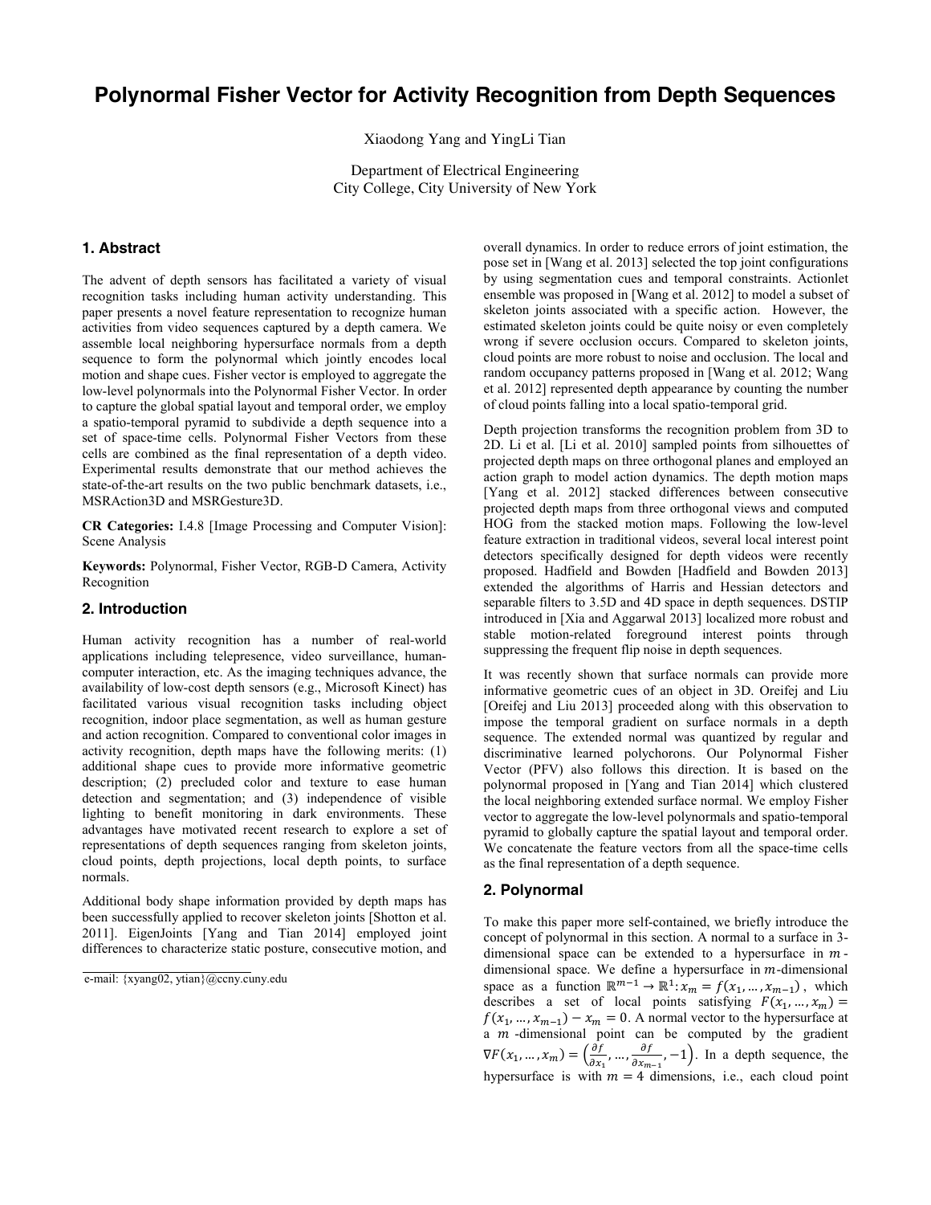# Polynormal Fisher Vector for Activity Recognition from Depth Sequences

Xiaodong Yang and YingLi Tian

Department of Electrical Engineering
City College, City University of New York

## 1. Abstract

The advent of depth sensors has facilitated a variety of visual recognition tasks including human activity understanding. This paper presents a novel feature representation to recognize human activities from video sequences captured by a depth camera. We assemble local neighboring hypersurface normals from a depth sequence to form the polynormal which jointly encodes local motion and shape cues. Fisher vector is employed to aggregate the low-level polynormals into the Polynormal Fisher Vector. In order to capture the global spatial layout and temporal order, we employ a spatio-temporal pyramid to subdivide a depth sequence into a set of space-time cells. Polynormal Fisher Vectors from these cells are combined as the final representation of a depth video. Experimental results demonstrate that our method achieves the state-of-the-art results on the two public benchmark datasets, i.e., MSRAction3D and MSRGesture3D.

**CR Categories:** I.4.8 [Image Processing and Computer Vision]: Scene Analysis

**Keywords:** Polynormal, Fisher Vector, RGB-D Camera, Activity Recognition

## 2. Introduction

Human activity recognition has a number of real-world applications including telepresence, video surveillance, human-computer interaction, etc. As the imaging techniques advance, the availability of low-cost depth sensors (e.g., Microsoft Kinect) has facilitated various visual recognition tasks including object recognition, indoor place segmentation, as well as human gesture and action recognition. Compared to conventional color images in activity recognition, depth maps have the following merits: (1) additional shape cues to provide more informative geometric description; (2) precluded color and texture to ease human detection and segmentation; and (3) independence of visible lighting to benefit monitoring in dark environments. These advantages have motivated recent research to explore a set of representations of depth sequences ranging from skeleton joints, cloud points, depth projections, local depth points, to surface normals.

Additional body shape information provided by depth maps has been successfully applied to recover skeleton joints [Shotton et al. 2011]. EigenJoints [Yang and Tian 2014] employed joint differences to characterize static posture, consecutive motion, and overall dynamics. In order to reduce errors of joint estimation, the pose set in [Wang et al. 2013] selected the top joint configurations by using segmentation cues and temporal constraints. Actionlet ensemble was proposed in [Wang et al. 2012] to model a subset of skeleton joints associated with a specific action. However, the estimated skeleton joints could be quite noisy or even completely wrong if severe occlusion occurs. Compared to skeleton joints, cloud points are more robust to noise and occlusion. The local and random occupancy patterns proposed in [Wang et al. 2012; Wang et al. 2012] represented depth appearance by counting the number of cloud points falling into a local spatio-temporal grid.

Depth projection transforms the recognition problem from 3D to 2D. Li et al. [Li et al. 2010] sampled points from silhouettes of projected depth maps on three orthogonal planes and employed an action graph to model action dynamics. The depth motion maps [Yang et al. 2012] stacked differences between consecutive projected depth maps from three orthogonal views and computed HOG from the stacked motion maps. Following the low-level feature extraction in traditional videos, several local interest point detectors specifically designed for depth videos were recently proposed. Hadfield and Bowden [Hadfield and Bowden 2013] extended the algorithms of Harris and Hessian detectors and separable filters to 3.5D and 4D space in depth sequences. DSTIP introduced in [Xia and Aggarwal 2013] localized more robust and stable motion-related foreground interest points through suppressing the frequent flip noise in depth sequences.

It was recently shown that surface normals can provide more informative geometric cues of an object in 3D. Oreifej and Liu [Oreifej and Liu 2013] proceeded along with this observation to impose the temporal gradient on surface normals in a depth sequence. The extended normal was quantized by regular and discriminative learned polychorons. Our Polynormal Fisher Vector (PFV) also follows this direction. It is based on the polynormal proposed in [Yang and Tian 2014] which clustered the local neighboring extended surface normal. We employ Fisher vector to aggregate the low-level polynormals and spatio-temporal pyramid to globally capture the spatial layout and temporal order. We concatenate the feature vectors from all the space-time cells as the final representation of a depth sequence.

## 2. Polynormal

To make this paper more self-contained, we briefly introduce the concept of polynormal in this section. A normal to a surface in 3-dimensional space can be extended to a hypersurface in $m$-dimensional space. We define a hypersurface in $m$-dimensional space as a function $\mathbb{R}^{m-1} \rightarrow \mathbb{R}^{1}: x_m = f(x_1, \dots, x_{m-1})$, which describes a set of local points satisfying $F(x_1, \dots, x_m) = f(x_1, \dots, x_{m-1}) - x_m = 0$. A normal vector to the hypersurface at a $m$-dimensional point can be computed by the gradient $\nabla F(x_1, \dots, x_m) = \left(\frac{\partial f}{\partial x_1}, \dots, \frac{\partial f}{\partial x_{m-1}}, -1\right)$. In a depth sequence, the hypersurface is with $m = 4$ dimensions, i.e., each cloud point

e-mail: {xyang02, ytian}@ccny.cuny.edu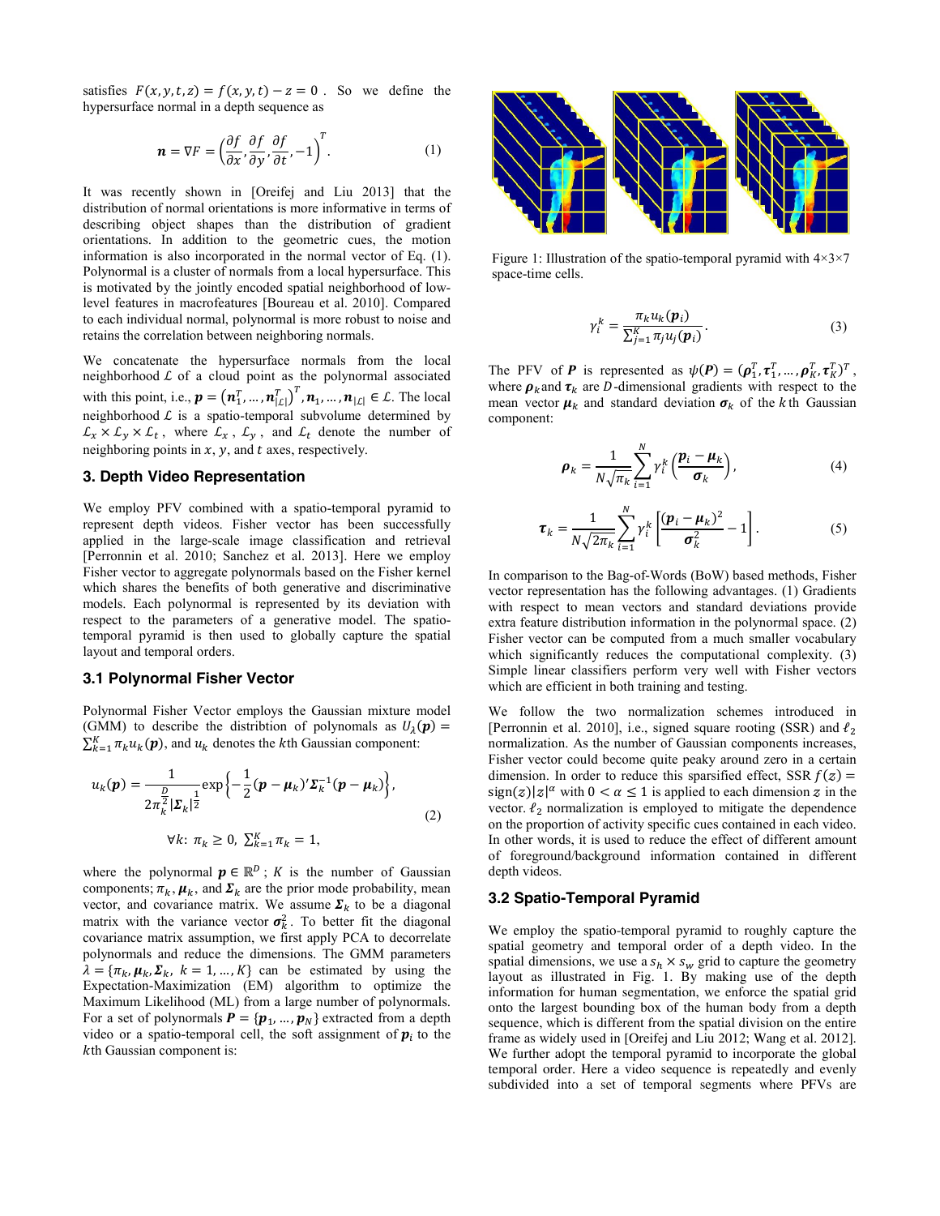satisfies $F(x, y, t, z) = f(x, y, t) - z = 0$. So we define the hypersurface normal in a depth sequence as

$$\boldsymbol{n} = \nabla F = \left(\frac{\partial f}{\partial x}, \frac{\partial f}{\partial y}, \frac{\partial f}{\partial t}, -1\right)^T. \tag{1}$$

It was recently shown in [Oreifej and Liu 2013] that the distribution of normal orientations is more informative in terms of describing object shapes than the distribution of gradient orientations. In addition to the geometric cues, the motion information is also incorporated in the normal vector of Eq. (1). Polynormal is a cluster of normals from a local hypersurface. This is motivated by the jointly encoded spatial neighborhood of low-level features in macrofeatures [Boureau et al. 2010]. Compared to each individual normal, polynormal is more robust to noise and retains the correlation between neighboring normals.

We concatenate the hypersurface normals from the local neighborhood $\mathcal{L}$ of a cloud point as the polynormal associated with this point, i.e., $\boldsymbol{p} = \left(\boldsymbol{n}_1^T, \ldots, \boldsymbol{n}_{|\mathcal{L}|}^T\right)^T, \boldsymbol{n}_1, \ldots, \boldsymbol{n}_{|\mathcal{L}|} \in \mathcal{L}$. The local neighborhood $\mathcal{L}$ is a spatio-temporal subvolume determined by $\mathcal{L}_x \times \mathcal{L}_y \times \mathcal{L}_t$, where $\mathcal{L}_x$, $\mathcal{L}_y$, and $\mathcal{L}_t$ denote the number of neighboring points in $x$, $y$, and $t$ axes, respectively.

## 3. Depth Video Representation

We employ PFV combined with a spatio-temporal pyramid to represent depth videos. Fisher vector has been successfully applied in the large-scale image classification and retrieval [Perronnin et al. 2010; Sanchez et al. 2013]. Here we employ Fisher vector to aggregate polynormals based on the Fisher kernel which shares the benefits of both generative and discriminative models. Each polynormal is represented by its deviation with respect to the parameters of a generative model. The spatio-temporal pyramid is then used to globally capture the spatial layout and temporal orders.

### 3.1 Polynormal Fisher Vector

Polynormal Fisher Vector employs the Gaussian mixture model (GMM) to describe the distribtion of polynomals as $U_\lambda(\boldsymbol{p}) = \sum_{k=1}^{K} \pi_k u_k(\boldsymbol{p})$, and $u_k$ denotes the $k$th Gaussian component:

$$u_k(\boldsymbol{p}) = \frac{1}{2\pi_k^{\frac{D}{2}} |\boldsymbol{\Sigma}_k|^{\frac{1}{2}}} \exp\left\{-\frac{1}{2}(\boldsymbol{p} - \boldsymbol{\mu}_k)' \boldsymbol{\Sigma}_k^{-1} (\boldsymbol{p} - \boldsymbol{\mu}_k)\right\},$$
$$\forall k: \; \pi_k \geq 0, \; \sum_{k=1}^{K} \pi_k = 1, \tag{2}$$

where the polynormal $\boldsymbol{p} \in \mathbb{R}^D$; $K$ is the number of Gaussian components; $\pi_k$, $\boldsymbol{\mu}_k$, and $\boldsymbol{\Sigma}_k$ are the prior mode probability, mean vector, and covariance matrix. We assume $\boldsymbol{\Sigma}_k$ to be a diagonal matrix with the variance vector $\boldsymbol{\sigma}_k^2$. To better fit the diagonal covariance matrix assumption, we first apply PCA to decorrelate polynormals and reduce the dimensions. The GMM parameters $\lambda = \{\pi_k, \boldsymbol{\mu}_k, \boldsymbol{\Sigma}_k, \; k = 1, \ldots, K\}$ can be estimated by using the Expectation-Maximization (EM) algorithm to optimize the Maximum Likelihood (ML) from a large number of polynormals. For a set of polynormals $\boldsymbol{P} = \{\boldsymbol{p}_1, \ldots, \boldsymbol{p}_N\}$ extracted from a depth video or a spatio-temporal cell, the soft assignment of $\boldsymbol{p}_i$ to the $k$th Gaussian component is:

Figure 1: Illustration of the spatio-temporal pyramid with 4×3×7 space-time cells.

$$\gamma_i^k = \frac{\pi_k u_k(\boldsymbol{p}_i)}{\sum_{j=1}^{K} \pi_j u_j(\boldsymbol{p}_i)}. \tag{3}$$

The PFV of $\boldsymbol{P}$ is represented as $\psi(\boldsymbol{P}) = (\boldsymbol{\rho}_1^T, \boldsymbol{\tau}_1^T, \ldots, \boldsymbol{\rho}_K^T, \boldsymbol{\tau}_K^T)^T$, where $\boldsymbol{\rho}_k$ and $\boldsymbol{\tau}_k$ are $D$-dimensional gradients with respect to the mean vector $\boldsymbol{\mu}_k$ and standard deviation $\boldsymbol{\sigma}_k$ of the $k$th Gaussian component:

$$\boldsymbol{\rho}_k = \frac{1}{N\sqrt{\pi_k}} \sum_{i=1}^{N} \gamma_i^k \left(\frac{\boldsymbol{p}_i - \boldsymbol{\mu}_k}{\boldsymbol{\sigma}_k}\right), \tag{4}$$

$$\boldsymbol{\tau}_k = \frac{1}{N\sqrt{2\pi_k}} \sum_{i=1}^{N} \gamma_i^k \left[\frac{(\boldsymbol{p}_i - \boldsymbol{\mu}_k)^2}{\boldsymbol{\sigma}_k^2} - 1\right]. \tag{5}$$

In comparison to the Bag-of-Words (BoW) based methods, Fisher vector representation has the following advantages. (1) Gradients with respect to mean vectors and standard deviations provide extra feature distribution information in the polynormal space. (2) Fisher vector can be computed from a much smaller vocabulary which significantly reduces the computational complexity. (3) Simple linear classifiers perform very well with Fisher vectors which are efficient in both training and testing.

We follow the two normalization schemes introduced in [Perronnin et al. 2010], i.e., signed square rooting (SSR) and $\ell_2$ normalization. As the number of Gaussian components increases, Fisher vector could become quite peaky around zero in a certain dimension. In order to reduce this sparsified effect, SSR $f(z) = \text{sign}(z)|z|^\alpha$ with $0 < \alpha \leq 1$ is applied to each dimension $z$ in the vector. $\ell_2$ normalization is employed to mitigate the dependence on the proportion of activity specific cues contained in each video. In other words, it is used to reduce the effect of different amount of foreground/background information contained in different depth videos.

### 3.2 Spatio-Temporal Pyramid

We employ the spatio-temporal pyramid to roughly capture the spatial geometry and temporal order of a depth video. In the spatial dimensions, we use a $s_h \times s_w$ grid to capture the geometry layout as illustrated in Fig. 1. By making use of the depth information for human segmentation, we enforce the spatial grid onto the largest bounding box of the human body from a depth sequence, which is different from the spatial division on the entire frame as widely used in [Oreifej and Liu 2012; Wang et al. 2012]. We further adopt the temporal pyramid to incorporate the global temporal order. Here a video sequence is repeatedly and evenly subdivided into a set of temporal segments where PFVs are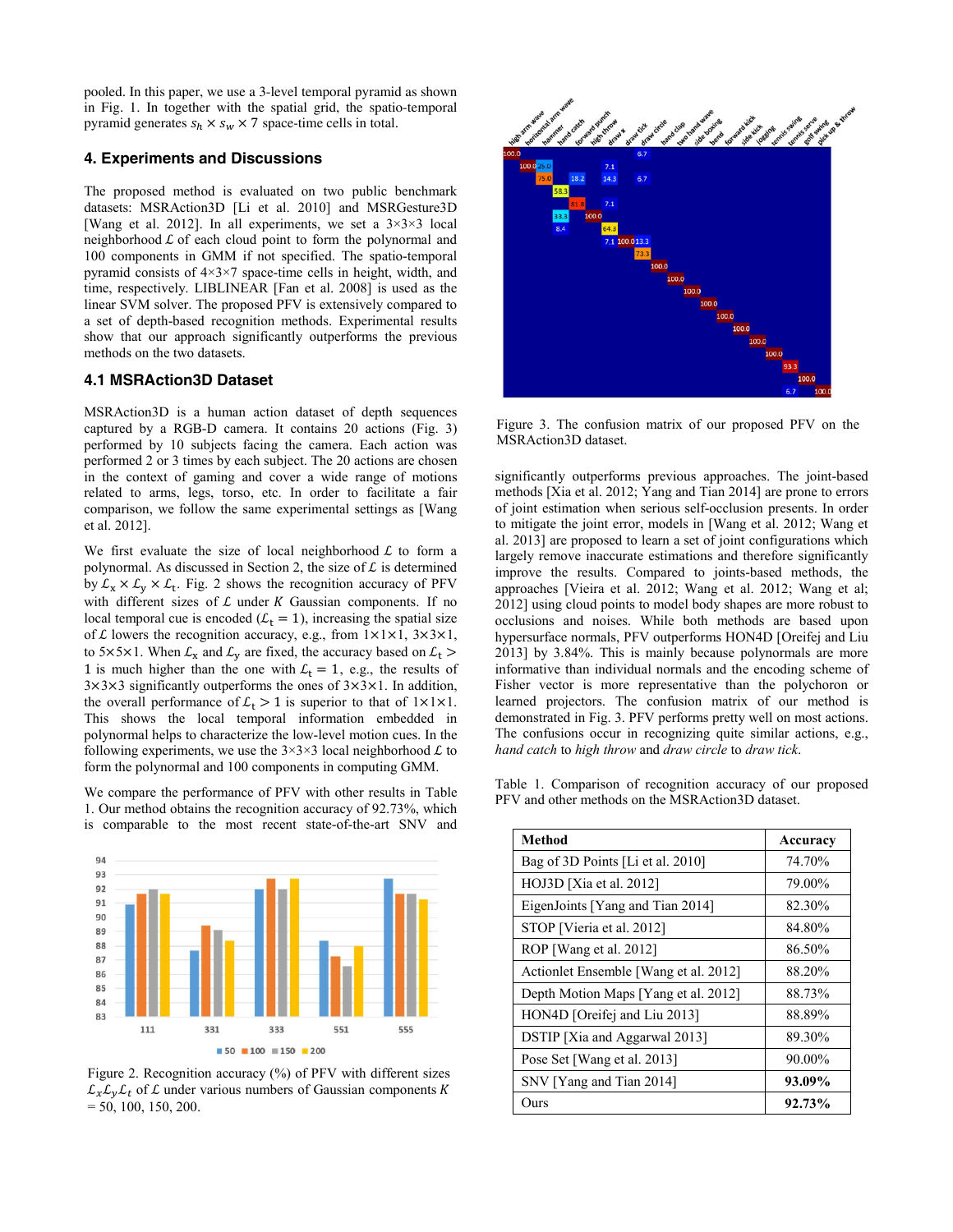pooled. In this paper, we use a 3-level temporal pyramid as shown in Fig. 1. In together with the spatial grid, the spatio-temporal pyramid generates $s_h \times s_w \times 7$ space-time cells in total.

## 4. Experiments and Discussions

The proposed method is evaluated on two public benchmark datasets: MSRAction3D [Li et al. 2010] and MSRGesture3D [Wang et al. 2012]. In all experiments, we set a 3×3×3 local neighborhood $\mathcal{L}$ of each cloud point to form the polynormal and 100 components in GMM if not specified. The spatio-temporal pyramid consists of 4×3×7 space-time cells in height, width, and time, respectively. LIBLINEAR [Fan et al. 2008] is used as the linear SVM solver. The proposed PFV is extensively compared to a set of depth-based recognition methods. Experimental results show that our approach significantly outperforms the previous methods on the two datasets.

### 4.1 MSRAction3D Dataset

MSRAction3D is a human action dataset of depth sequences captured by a RGB-D camera. It contains 20 actions (Fig. 3) performed by 10 subjects facing the camera. Each action was performed 2 or 3 times by each subject. The 20 actions are chosen in the context of gaming and cover a wide range of motions related to arms, legs, torso, etc. In order to facilitate a fair comparison, we follow the same experimental settings as [Wang et al. 2012].

We first evaluate the size of local neighborhood $\mathcal{L}$ to form a polynormal. As discussed in Section 2, the size of $\mathcal{L}$ is determined by $\mathcal{L}_x \times \mathcal{L}_y \times \mathcal{L}_t$. Fig. 2 shows the recognition accuracy of PFV with different sizes of $\mathcal{L}$ under $K$ Gaussian components. If no local temporal cue is encoded ($\mathcal{L}_t = 1$), increasing the spatial size of $\mathcal{L}$ lowers the recognition accuracy, e.g., from 1×1×1, 3×3×1, to 5×5×1. When $\mathcal{L}_x$ and $\mathcal{L}_y$ are fixed, the accuracy based on $\mathcal{L}_t > 1$ is much higher than the one with $\mathcal{L}_t = 1$, e.g., the results of 3×3×3 significantly outperforms the ones of 3×3×1. In addition, the overall performance of $\mathcal{L}_t > 1$ is superior to that of 1×1×1. This shows the local temporal information embedded in polynormal helps to characterize the low-level motion cues. In the following experiments, we use the 3×3×3 local neighborhood $\mathcal{L}$ to form the polynormal and 100 components in computing GMM.

We compare the performance of PFV with other results in Table 1. Our method obtains the recognition accuracy of 92.73%, which is comparable to the most recent state-of-the-art SNV and significantly outperforms previous approaches. The joint-based methods [Xia et al. 2012; Yang and Tian 2014] are prone to errors of joint estimation when serious self-occlusion presents. In order to mitigate the joint error, models in [Wang et al. 2012; Wang et al. 2013] are proposed to learn a set of joint configurations which largely remove inaccurate estimations and therefore significantly improve the results. Compared to joints-based methods, the approaches [Vieira et al. 2012; Wang et al. 2012; Wang et al; 2012] using cloud points to model body shapes are more robust to occlusions and noises. While both methods are based upon hypersurface normals, PFV outperforms HON4D [Oreifej and Liu 2013] by 3.84%. This is mainly because polynormals are more informative than individual normals and the encoding scheme of Fisher vector is more representative than the polychoron or learned projectors. The confusion matrix of our method is demonstrated in Fig. 3. PFV performs pretty well on most actions. The confusions occur in recognizing quite similar actions, e.g., *hand catch* to *high throw* and *draw circle* to *draw tick*.

Figure 2. Recognition accuracy (%) of PFV with different sizes $\mathcal{L}_x\mathcal{L}_y\mathcal{L}_t$ of $\mathcal{L}$ under various numbers of Gaussian components $K$ = 50, 100, 150, 200.

Figure 3. The confusion matrix of our proposed PFV on the MSRAction3D dataset.

Table 1. Comparison of recognition accuracy of our proposed PFV and other methods on the MSRAction3D dataset.

| Method | Accuracy |
|---|---|
| Bag of 3D Points [Li et al. 2010] | 74.70% |
| HOJ3D [Xia et al. 2012] | 79.00% |
| EigenJoints [Yang and Tian 2014] | 82.30% |
| STOP [Vieria et al. 2012] | 84.80% |
| ROP [Wang et al. 2012] | 86.50% |
| Actionlet Ensemble [Wang et al. 2012] | 88.20% |
| Depth Motion Maps [Yang et al. 2012] | 88.73% |
| HON4D [Oreifej and Liu 2013] | 88.89% |
| DSTIP [Xia and Aggarwal 2013] | 89.30% |
| Pose Set [Wang et al. 2013] | 90.00% |
| SNV [Yang and Tian 2014] | **93.09%** |
| Ours | **92.73%** |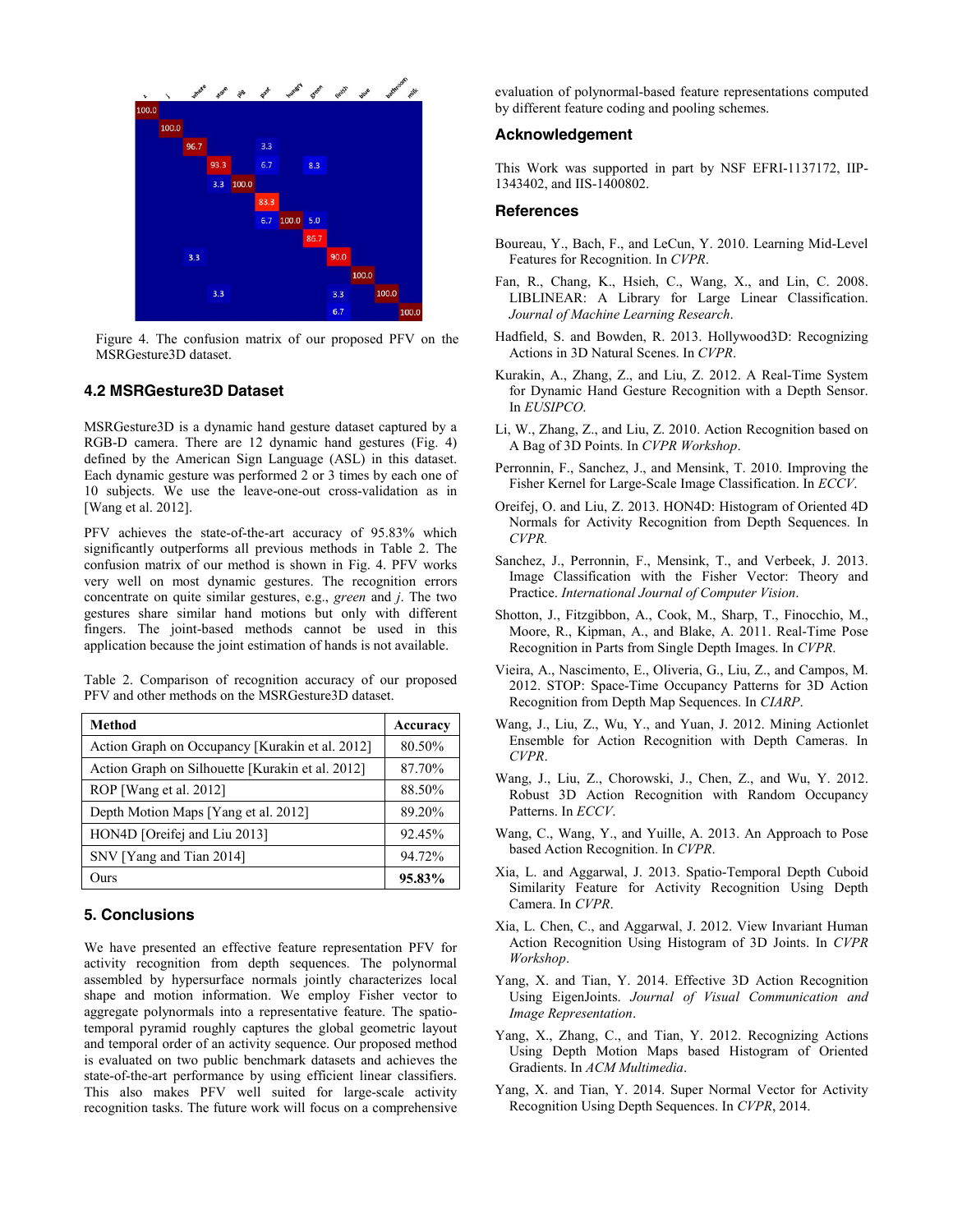z
j
where
store
pig
past
hungry
green
finish
blue
bathroom
milk

100.0
100.0
96.7 3.3
93.3 6.7 8.3
3.3 100.0
83.3
6.7 100.0 5.0
86.7
3.3 90.0
100.0
3.3 3.3 100.0
6.7 100.0

Figure 4. The confusion matrix of our proposed PFV on the MSRGesture3D dataset.

### 4.2 MSRGesture3D Dataset

MSRGesture3D is a dynamic hand gesture dataset captured by a RGB-D camera. There are 12 dynamic hand gestures (Fig. 4) defined by the American Sign Language (ASL) in this dataset. Each dynamic gesture was performed 2 or 3 times by each one of 10 subjects. We use the leave-one-out cross-validation as in [Wang et al. 2012].

PFV achieves the state-of-the-art accuracy of 95.83% which significantly outperforms all previous methods in Table 2. The confusion matrix of our method is shown in Fig. 4. PFV works very well on most dynamic gestures. The recognition errors concentrate on quite similar gestures, e.g., *green* and *j*. The two gestures share similar hand motions but only with different fingers. The joint-based methods cannot be used in this application because the joint estimation of hands is not available.

Table 2. Comparison of recognition accuracy of our proposed PFV and other methods on the MSRGesture3D dataset.

| Method | Accuracy |
|---|---|
| Action Graph on Occupancy [Kurakin et al. 2012] | 80.50% |
| Action Graph on Silhouette [Kurakin et al. 2012] | 87.70% |
| ROP [Wang et al. 2012] | 88.50% |
| Depth Motion Maps [Yang et al. 2012] | 89.20% |
| HON4D [Oreifej and Liu 2013] | 92.45% |
| SNV [Yang and Tian 2014] | 94.72% |
| Ours | **95.83%** |

## 5. Conclusions

We have presented an effective feature representation PFV for activity recognition from depth sequences. The polynormal assembled by hypersurface normals jointly characterizes local shape and motion information. We employ Fisher vector to aggregate polynormals into a representative feature. The spatio-temporal pyramid roughly captures the global geometric layout and temporal order of an activity sequence. Our proposed method is evaluated on two public benchmark datasets and achieves the state-of-the-art performance by using efficient linear classifiers. This also makes PFV well suited for large-scale activity recognition tasks. The future work will focus on a comprehensive evaluation of polynormal-based feature representations computed by different feature coding and pooling schemes.

## Acknowledgement

This Work was supported in part by NSF EFRI-1137172, IIP-1343402, and IIS-1400802.

## References

Boureau, Y., Bach, F., and LeCun, Y. 2010. Learning Mid-Level Features for Recognition. In *CVPR*.

Fan, R., Chang, K., Hsieh, C., Wang, X., and Lin, C. 2008. LIBLINEAR: A Library for Large Linear Classification. *Journal of Machine Learning Research*.

Hadfield, S. and Bowden, R. 2013. Hollywood3D: Recognizing Actions in 3D Natural Scenes. In *CVPR*.

Kurakin, A., Zhang, Z., and Liu, Z. 2012. A Real-Time System for Dynamic Hand Gesture Recognition with a Depth Sensor. In *EUSIPCO*.

Li, W., Zhang, Z., and Liu, Z. 2010. Action Recognition based on A Bag of 3D Points. In *CVPR Workshop*.

Perronnin, F., Sanchez, J., and Mensink, T. 2010. Improving the Fisher Kernel for Large-Scale Image Classification. In *ECCV*.

Oreifej, O. and Liu, Z. 2013. HON4D: Histogram of Oriented 4D Normals for Activity Recognition from Depth Sequences. In *CVPR*.

Sanchez, J., Perronnin, F., Mensink, T., and Verbeek, J. 2013. Image Classification with the Fisher Vector: Theory and Practice. *International Journal of Computer Vision*.

Shotton, J., Fitzgibbon, A., Cook, M., Sharp, T., Finocchio, M., Moore, R., Kipman, A., and Blake, A. 2011. Real-Time Pose Recognition in Parts from Single Depth Images. In *CVPR*.

Vieira, A., Nascimento, E., Oliveria, G., Liu, Z., and Campos, M. 2012. STOP: Space-Time Occupancy Patterns for 3D Action Recognition from Depth Map Sequences. In *CIARP*.

Wang, J., Liu, Z., Wu, Y., and Yuan, J. 2012. Mining Actionlet Ensemble for Action Recognition with Depth Cameras. In *CVPR*.

Wang, J., Liu, Z., Chorowski, J., Chen, Z., and Wu, Y. 2012. Robust 3D Action Recognition with Random Occupancy Patterns. In *ECCV*.

Wang, C., Wang, Y., and Yuille, A. 2013. An Approach to Pose based Action Recognition. In *CVPR*.

Xia, L. and Aggarwal, J. 2013. Spatio-Temporal Depth Cuboid Similarity Feature for Activity Recognition Using Depth Camera. In *CVPR*.

Xia, L. Chen, C., and Aggarwal, J. 2012. View Invariant Human Action Recognition Using Histogram of 3D Joints. In *CVPR Workshop*.

Yang, X. and Tian, Y. 2014. Effective 3D Action Recognition Using EigenJoints. *Journal of Visual Communication and Image Representation*.

Yang, X., Zhang, C., and Tian, Y. 2012. Recognizing Actions Using Depth Motion Maps based Histogram of Oriented Gradients. In *ACM Multimedia*.

Yang, X. and Tian, Y. 2014. Super Normal Vector for Activity Recognition Using Depth Sequences. In *CVPR*, 2014.